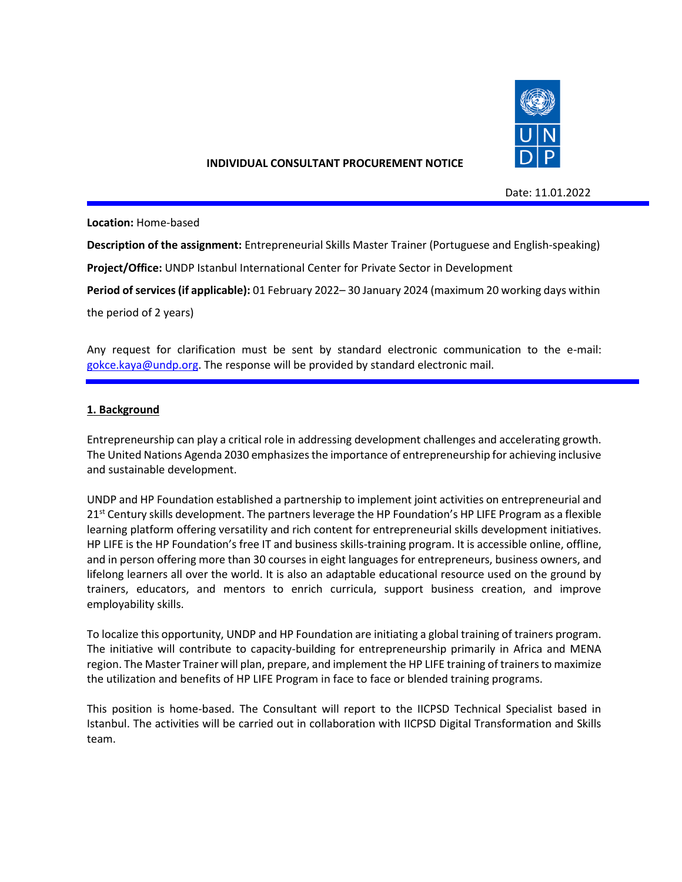**INDIVIDUAL CONSULTANT PROCUREMENT NOTICE**

Date: 11.01.2022

**Location:** Home-based

**Description of the assignment:** Entrepreneurial Skills Master Trainer (Portuguese and English-speaking)

**Project/Office:** UNDP Istanbul International Center for Private Sector in Development

**Period of services (if applicable):** 01 February 2022– 30 January 2024 (maximum 20 working days within the period of 2 years)

Any request for clarification must be sent by standard electronic communication to the e-mail: gokce.kaya@undp.org. The response will be provided by standard electronic mail.

## 1. Background

Entrepreneurship can play a critical role in addressing development challenges and accelerating growth. The United Nations Agenda 2030 emphasizes the importance of entrepreneurship for achieving inclusive and sustainable development.

UNDP and HP Foundation established a partnership to implement joint activities on entrepreneurial and 21st Century skills development. The partners leverage the HP Foundation's HP LIFE Program as a flexible learning platform offering versatility and rich content for entrepreneurial skills development initiatives. HP LIFE is the HP Foundation's free IT and business skills-training program. It is accessible online, offline, and in person offering more than 30 courses in eight languages for entrepreneurs, business owners, and lifelong learners all over the world. It is also an adaptable educational resource used on the ground by trainers, educators, and mentors to enrich curricula, support business creation, and improve employability skills.

To localize this opportunity, UNDP and HP Foundation are initiating a global training of trainers program. The initiative will contribute to capacity-building for entrepreneurship primarily in Africa and MENA region. The Master Trainer will plan, prepare, and implement the HP LIFE training of trainers to maximize the utilization and benefits of HP LIFE Program in face to face or blended training programs.

This position is home-based. The Consultant will report to the IICPSD Technical Specialist based in Istanbul. The activities will be carried out in collaboration with IICPSD Digital Transformation and Skills team.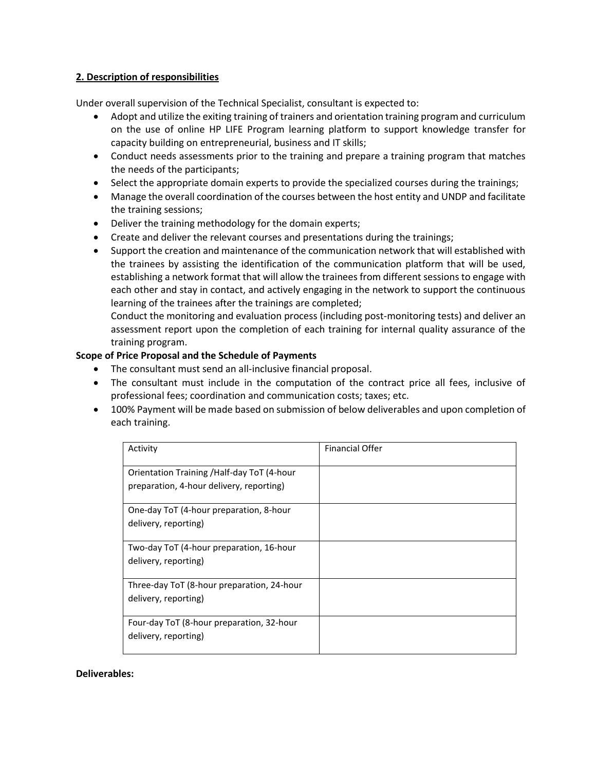**2. Description of responsibilities**

Under overall supervision of the Technical Specialist, consultant is expected to:

- Adopt and utilize the exiting training of trainers and orientation training program and curriculum on the use of online HP LIFE Program learning platform to support knowledge transfer for capacity building on entrepreneurial, business and IT skills;
- Conduct needs assessments prior to the training and prepare a training program that matches the needs of the participants;
- Select the appropriate domain experts to provide the specialized courses during the trainings;
- Manage the overall coordination of the courses between the host entity and UNDP and facilitate the training sessions;
- Deliver the training methodology for the domain experts;
- Create and deliver the relevant courses and presentations during the trainings;
- Support the creation and maintenance of the communication network that will established with the trainees by assisting the identification of the communication platform that will be used, establishing a network format that will allow the trainees from different sessions to engage with each other and stay in contact, and actively engaging in the network to support the continuous learning of the trainees after the trainings are completed;

  Conduct the monitoring and evaluation process (including post-monitoring tests) and deliver an assessment report upon the completion of each training for internal quality assurance of the training program.

**Scope of Price Proposal and the Schedule of Payments**

- The consultant must send an all-inclusive financial proposal.
- The consultant must include in the computation of the contract price all fees, inclusive of professional fees; coordination and communication costs; taxes; etc.
- 100% Payment will be made based on submission of below deliverables and upon completion of each training.

| Activity | Financial Offer |
|---|---|
| Orientation Training /Half-day ToT (4-hour preparation, 4-hour delivery, reporting) | |
| One-day ToT (4-hour preparation, 8-hour delivery, reporting) | |
| Two-day ToT (4-hour preparation, 16-hour delivery, reporting) | |
| Three-day ToT (8-hour preparation, 24-hour delivery, reporting) | |
| Four-day ToT (8-hour preparation, 32-hour delivery, reporting) | |

**Deliverables:**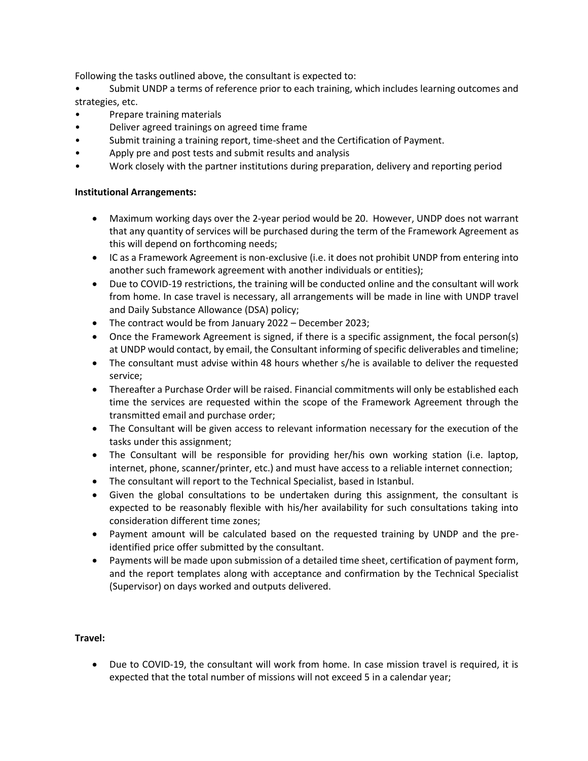Following the tasks outlined above, the consultant is expected to:

- Submit UNDP a terms of reference prior to each training, which includes learning outcomes and strategies, etc.
- Prepare training materials
- Deliver agreed trainings on agreed time frame
- Submit training a training report, time-sheet and the Certification of Payment.
- Apply pre and post tests and submit results and analysis
- Work closely with the partner institutions during preparation, delivery and reporting period

**Institutional Arrangements:**

- Maximum working days over the 2-year period would be 20. However, UNDP does not warrant that any quantity of services will be purchased during the term of the Framework Agreement as this will depend on forthcoming needs;
- IC as a Framework Agreement is non-exclusive (i.e. it does not prohibit UNDP from entering into another such framework agreement with another individuals or entities);
- Due to COVID-19 restrictions, the training will be conducted online and the consultant will work from home. In case travel is necessary, all arrangements will be made in line with UNDP travel and Daily Substance Allowance (DSA) policy;
- The contract would be from January 2022 – December 2023;
- Once the Framework Agreement is signed, if there is a specific assignment, the focal person(s) at UNDP would contact, by email, the Consultant informing of specific deliverables and timeline;
- The consultant must advise within 48 hours whether s/he is available to deliver the requested service;
- Thereafter a Purchase Order will be raised. Financial commitments will only be established each time the services are requested within the scope of the Framework Agreement through the transmitted email and purchase order;
- The Consultant will be given access to relevant information necessary for the execution of the tasks under this assignment;
- The Consultant will be responsible for providing her/his own working station (i.e. laptop, internet, phone, scanner/printer, etc.) and must have access to a reliable internet connection;
- The consultant will report to the Technical Specialist, based in Istanbul.
- Given the global consultations to be undertaken during this assignment, the consultant is expected to be reasonably flexible with his/her availability for such consultations taking into consideration different time zones;
- Payment amount will be calculated based on the requested training by UNDP and the pre-identified price offer submitted by the consultant.
- Payments will be made upon submission of a detailed time sheet, certification of payment form, and the report templates along with acceptance and confirmation by the Technical Specialist (Supervisor) on days worked and outputs delivered.

**Travel:**

- Due to COVID-19, the consultant will work from home. In case mission travel is required, it is expected that the total number of missions will not exceed 5 in a calendar year;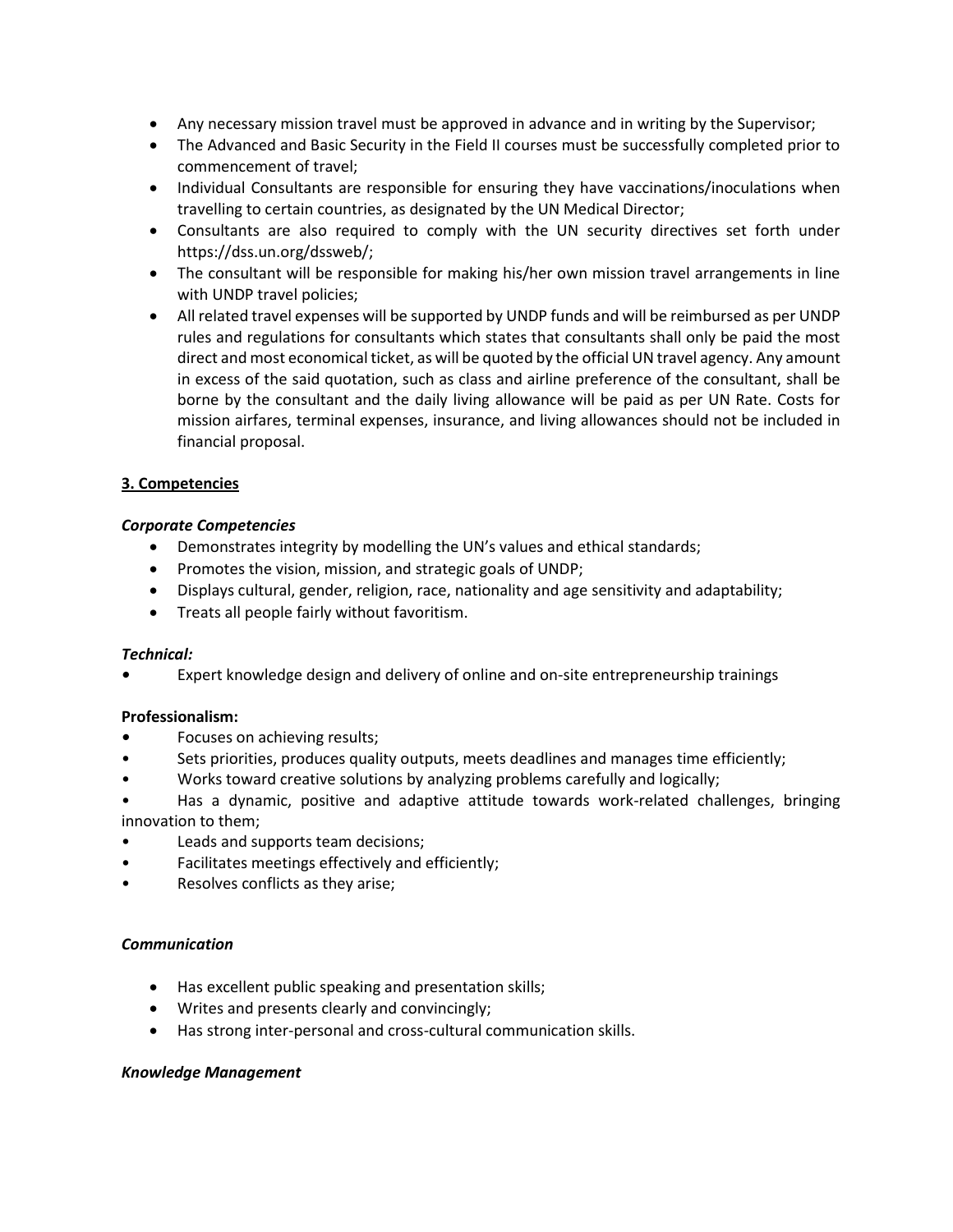- Any necessary mission travel must be approved in advance and in writing by the Supervisor;
- The Advanced and Basic Security in the Field II courses must be successfully completed prior to commencement of travel;
- Individual Consultants are responsible for ensuring they have vaccinations/inoculations when travelling to certain countries, as designated by the UN Medical Director;
- Consultants are also required to comply with the UN security directives set forth under https://dss.un.org/dssweb/;
- The consultant will be responsible for making his/her own mission travel arrangements in line with UNDP travel policies;
- All related travel expenses will be supported by UNDP funds and will be reimbursed as per UNDP rules and regulations for consultants which states that consultants shall only be paid the most direct and most economical ticket, as will be quoted by the official UN travel agency. Any amount in excess of the said quotation, such as class and airline preference of the consultant, shall be borne by the consultant and the daily living allowance will be paid as per UN Rate. Costs for mission airfares, terminal expenses, insurance, and living allowances should not be included in financial proposal.

**3. Competencies**

***Corporate Competencies***

- Demonstrates integrity by modelling the UN's values and ethical standards;
- Promotes the vision, mission, and strategic goals of UNDP;
- Displays cultural, gender, religion, race, nationality and age sensitivity and adaptability;
- Treats all people fairly without favoritism.

***Technical:***

- Expert knowledge design and delivery of online and on-site entrepreneurship trainings

**Professionalism:**

- Focuses on achieving results;
- Sets priorities, produces quality outputs, meets deadlines and manages time efficiently;
- Works toward creative solutions by analyzing problems carefully and logically;
- Has a dynamic, positive and adaptive attitude towards work-related challenges, bringing innovation to them;
- Leads and supports team decisions;
- Facilitates meetings effectively and efficiently;
- Resolves conflicts as they arise;

***Communication***

- Has excellent public speaking and presentation skills;
- Writes and presents clearly and convincingly;
- Has strong inter-personal and cross-cultural communication skills.

***Knowledge Management***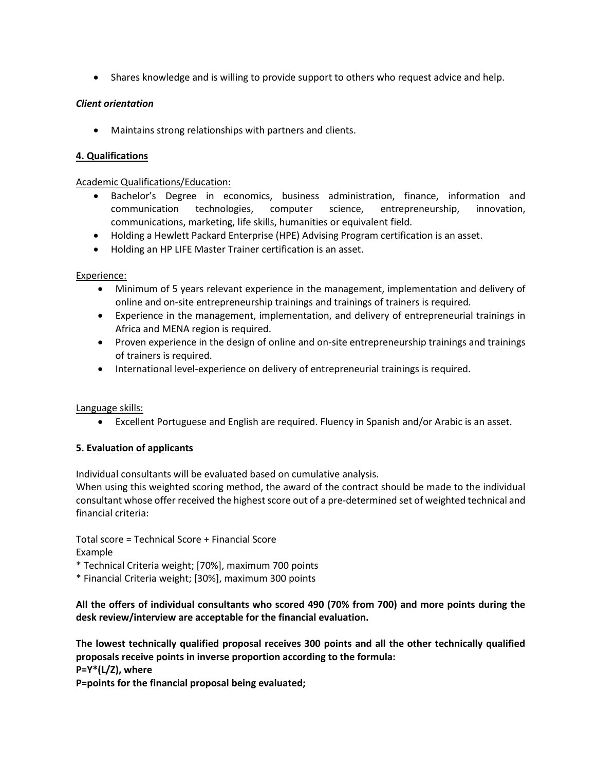- Shares knowledge and is willing to provide support to others who request advice and help.

***Client orientation***

- Maintains strong relationships with partners and clients.

## 4. Qualifications

Academic Qualifications/Education:

- Bachelor's Degree in economics, business administration, finance, information and communication technologies, computer science, entrepreneurship, innovation, communications, marketing, life skills, humanities or equivalent field.
- Holding a Hewlett Packard Enterprise (HPE) Advising Program certification is an asset.
- Holding an HP LIFE Master Trainer certification is an asset.

Experience:

- Minimum of 5 years relevant experience in the management, implementation and delivery of online and on-site entrepreneurship trainings and trainings of trainers is required.
- Experience in the management, implementation, and delivery of entrepreneurial trainings in Africa and MENA region is required.
- Proven experience in the design of online and on-site entrepreneurship trainings and trainings of trainers is required.
- International level-experience on delivery of entrepreneurial trainings is required.

Language skills:

- Excellent Portuguese and English are required. Fluency in Spanish and/or Arabic is an asset.

## 5. Evaluation of applicants

Individual consultants will be evaluated based on cumulative analysis.
When using this weighted scoring method, the award of the contract should be made to the individual consultant whose offer received the highest score out of a pre-determined set of weighted technical and financial criteria:

Total score = Technical Score + Financial Score
Example
* Technical Criteria weight; [70%], maximum 700 points
* Financial Criteria weight; [30%], maximum 300 points

**All the offers of individual consultants who scored 490 (70% from 700) and more points during the desk review/interview are acceptable for the financial evaluation.**

**The lowest technically qualified proposal receives 300 points and all the other technically qualified proposals receive points in inverse proportion according to the formula:**
**P=Y*(L/Z), where**
**P=points for the financial proposal being evaluated;**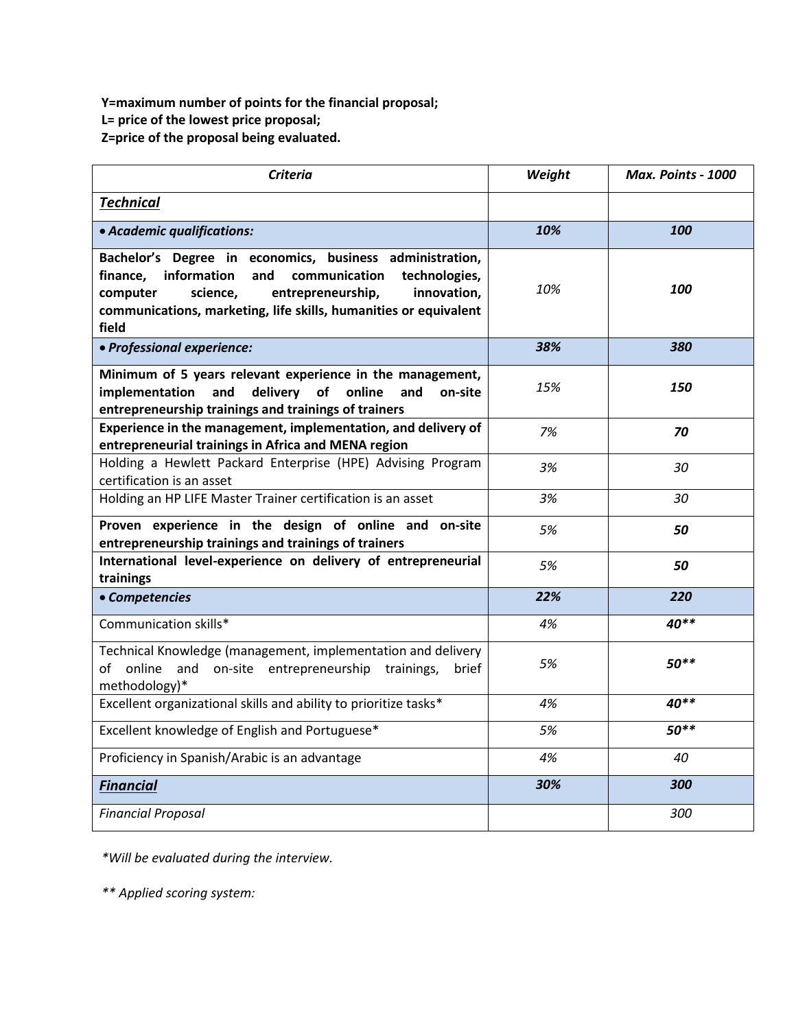**Y=maximum number of points for the financial proposal;**
**L= price of the lowest price proposal;**
**Z=price of the proposal being evaluated.**

| *Criteria* | *Weight* | *Max. Points - 1000* |
|---|---|---|
| ***Technical*** | | |
| ***• Academic qualifications:*** | ***10%*** | ***100*** |
| **Bachelor's Degree in economics, business administration, finance, information and communication technologies, computer science, entrepreneurship, innovation, communications, marketing, life skills, humanities or equivalent field** | *10%* | ***100*** |
| ***• Professional experience:*** | ***38%*** | ***380*** |
| **Minimum of 5 years relevant experience in the management, implementation and delivery of online and on-site entrepreneurship trainings and trainings of trainers** | *15%* | ***150*** |
| **Experience in the management, implementation, and delivery of entrepreneurial trainings in Africa and MENA region** | *7%* | ***70*** |
| Holding a Hewlett Packard Enterprise (HPE) Advising Program certification is an asset | *3%* | *30* |
| Holding an HP LIFE Master Trainer certification is an asset | *3%* | *30* |
| **Proven experience in the design of online and on-site entrepreneurship trainings and trainings of trainers** | *5%* | ***50*** |
| **International level-experience on delivery of entrepreneurial trainings** | *5%* | ***50*** |
| ***• Competencies*** | ***22%*** | ***220*** |
| Communication skills* | *4%* | ***40**** |
| Technical Knowledge (management, implementation and delivery of online and on-site entrepreneurship trainings, brief methodology)* | *5%* | ***50**** |
| Excellent organizational skills and ability to prioritize tasks* | *4%* | ***40**** |
| Excellent knowledge of English and Portuguese* | *5%* | ***50**** |
| Proficiency in Spanish/Arabic is an advantage | *4%* | *40* |
| ***Financial*** | ***30%*** | ***300*** |
| *Financial Proposal* | | *300* |

**Will be evaluated during the interview.*

*** Applied scoring system:*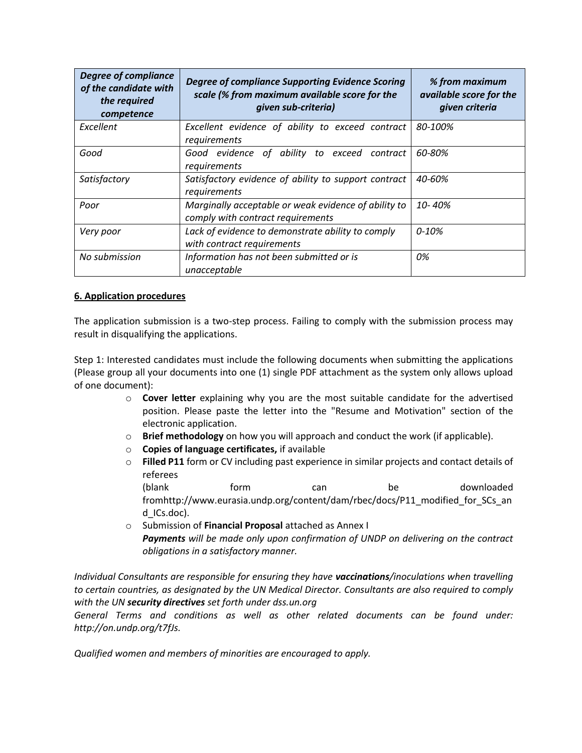| *Degree of compliance of the candidate with the required competence* | *Degree of compliance Supporting Evidence Scoring scale (% from maximum available score for the given sub-criteria)* | *% from maximum available score for the given criteria* |
|---|---|---|
| *Excellent* | *Excellent evidence of ability to exceed contract requirements* | *80-100%* |
| *Good* | *Good evidence of ability to exceed contract requirements* | *60-80%* |
| *Satisfactory* | *Satisfactory evidence of ability to support contract requirements* | *40-60%* |
| *Poor* | *Marginally acceptable or weak evidence of ability to comply with contract requirements* | *10- 40%* |
| *Very poor* | *Lack of evidence to demonstrate ability to comply with contract requirements* | *0-10%* |
| *No submission* | *Information has not been submitted or is unacceptable* | *0%* |

## 6. Application procedures

The application submission is a two-step process. Failing to comply with the submission process may result in disqualifying the applications.

Step 1: Interested candidates must include the following documents when submitting the applications (Please group all your documents into one (1) single PDF attachment as the system only allows upload of one document):

- **Cover letter** explaining why you are the most suitable candidate for the advertised position. Please paste the letter into the "Resume and Motivation" section of the electronic application.
- **Brief methodology** on how you will approach and conduct the work (if applicable).
- **Copies of language certificates,** if available
- **Filled P11** form or CV including past experience in similar projects and contact details of referees (blank form can be downloaded fromhttp://www.eurasia.undp.org/content/dam/rbec/docs/P11_modified_for_SCs_and_ICs.doc).
- Submission of **Financial Proposal** attached as Annex I
  ***Payments*** *will be made only upon confirmation of UNDP on delivering on the contract obligations in a satisfactory manner.*

*Individual Consultants are responsible for ensuring they have* ***vaccinations****/inoculations when travelling to certain countries, as designated by the UN Medical Director. Consultants are also required to comply with the UN* ***security directives*** *set forth under dss.un.org*
*General Terms and conditions as well as other related documents can be found under: http://on.undp.org/t7fJs.*

*Qualified women and members of minorities are encouraged to apply.*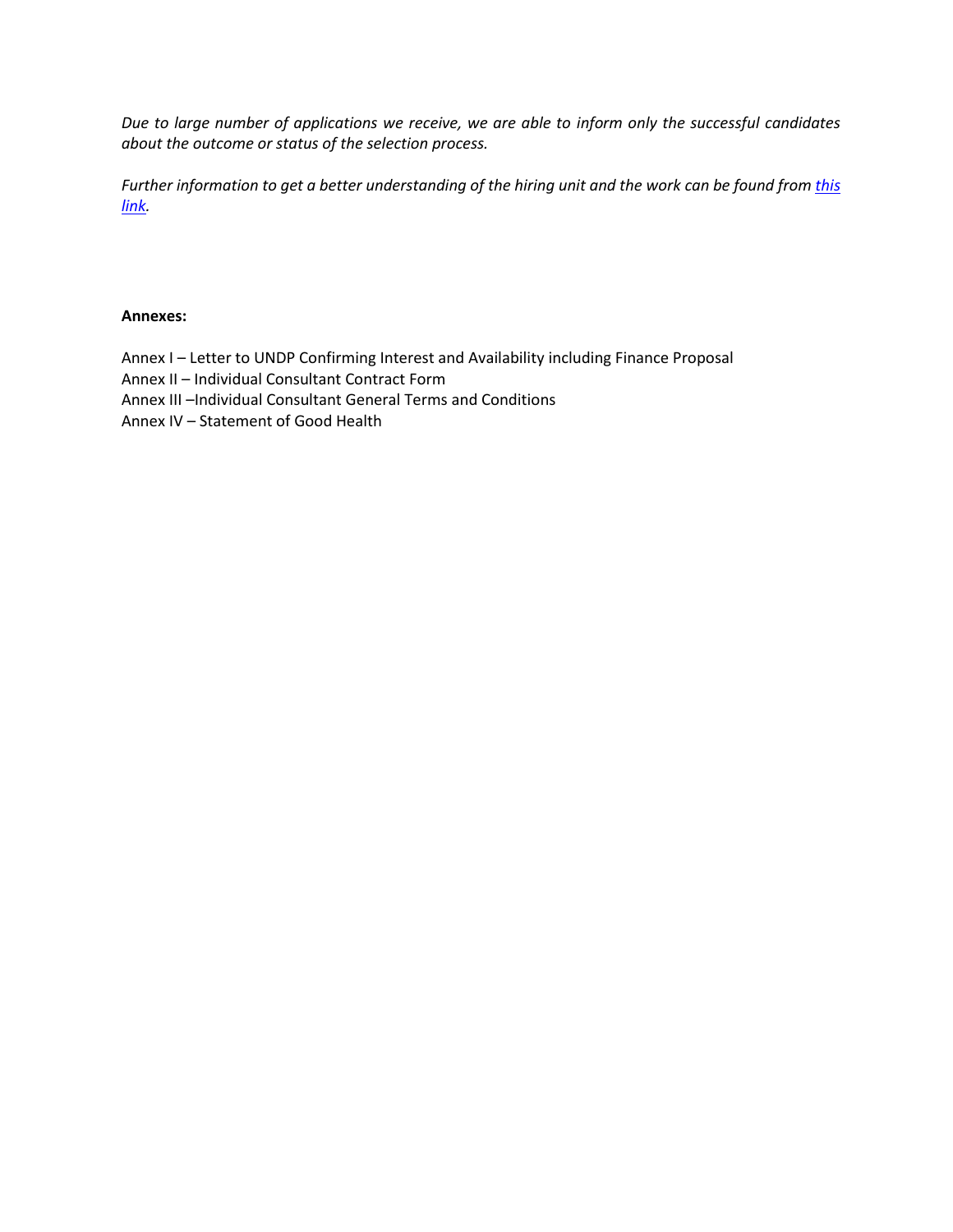*Due to large number of applications we receive, we are able to inform only the successful candidates about the outcome or status of the selection process.*

*Further information to get a better understanding of the hiring unit and the work can be found from this link.*

**Annexes:**

Annex I – Letter to UNDP Confirming Interest and Availability including Finance Proposal
Annex II – Individual Consultant Contract Form
Annex III –Individual Consultant General Terms and Conditions
Annex IV – Statement of Good Health